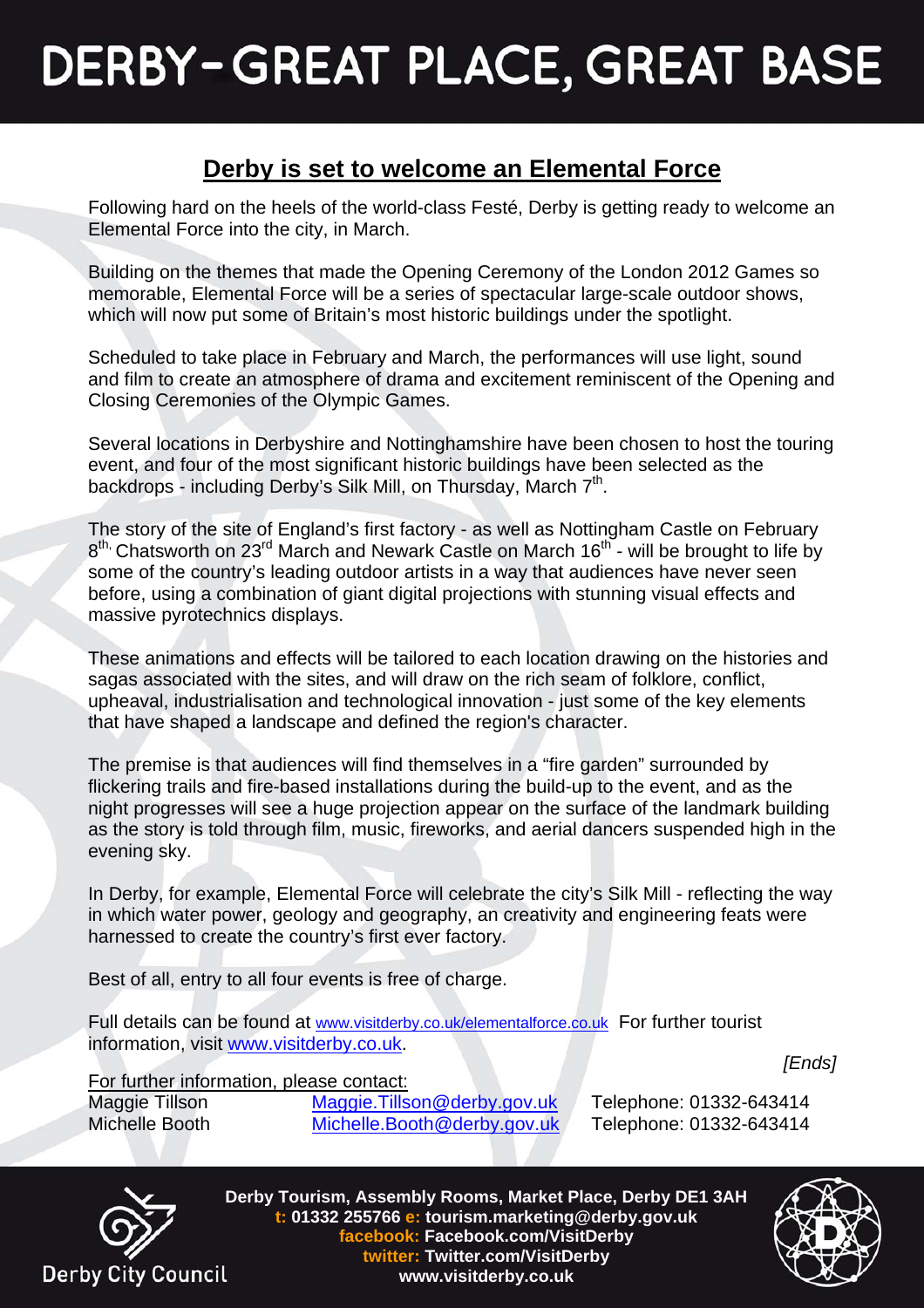# DERBY - GREAT PLACE, GREAT BASE

## Derby is set to welcome an Elemental Force

Following hard on the heels of the world-class Festé, Derby is getting ready to welcome an Elemental Force into the city, in March.

Building on the themes that made the Opening Ceremony of the London 2012 Games so memorable, Elemental Force will be a series of spectacular large-scale outdoor shows, which will now put some of Britain's most historic buildings under the spotlight.

Scheduled to take place in February and March, the performances will use light, sound and film to create an atmosphere of drama and excitement reminiscent of the Opening and Closing Ceremonies of the Olympic Games.

Several locations in Derbyshire and Nottinghamshire have been chosen to host the touring event, and four of the most significant historic buildings have been selected as the backdrops - including Derby's Silk Mill, on Thursday, March 7th.

The story of the site of England's first factory - as well as Nottingham Castle on February 8th, Chatsworth on 23rd March and Newark Castle on March 16th - will be brought to life by some of the country's leading outdoor artists in a way that audiences have never seen before, using a combination of giant digital projections with stunning visual effects and massive pyrotechnics displays.

These animations and effects will be tailored to each location drawing on the histories and sagas associated with the sites, and will draw on the rich seam of folklore, conflict, upheaval, industrialisation and technological innovation - just some of the key elements that have shaped a landscape and defined the region's character.

The premise is that audiences will find themselves in a "fire garden" surrounded by flickering trails and fire-based installations during the build-up to the event, and as the night progresses will see a huge projection appear on the surface of the landmark building as the story is told through film, music, fireworks, and aerial dancers suspended high in the evening sky.

In Derby, for example, Elemental Force will celebrate the city's Silk Mill - reflecting the way in which water power, geology and geography, an creativity and engineering feats were harnessed to create the country's first ever factory.

Best of all, entry to all four events is free of charge.

Full details can be found at www.visitderby.co.uk/elementalforce.co.uk For further tourist information, visit www.visitderby.co.uk.

*[Ends]*

For further information, please contact:

| | | |
|---|---|---|
| Maggie Tillson | Maggie.Tillson@derby.gov.uk | Telephone: 01332-643414 |
| Michelle Booth | Michelle.Booth@derby.gov.uk | Telephone: 01332-643414 |

Derby City Council

**Derby Tourism, Assembly Rooms, Market Place, Derby DE1 3AH**
**t: 01332 255766 e: tourism.marketing@derby.gov.uk**
**facebook: Facebook.com/VisitDerby**
**twitter: Twitter.com/VisitDerby**
**www.visitderby.co.uk**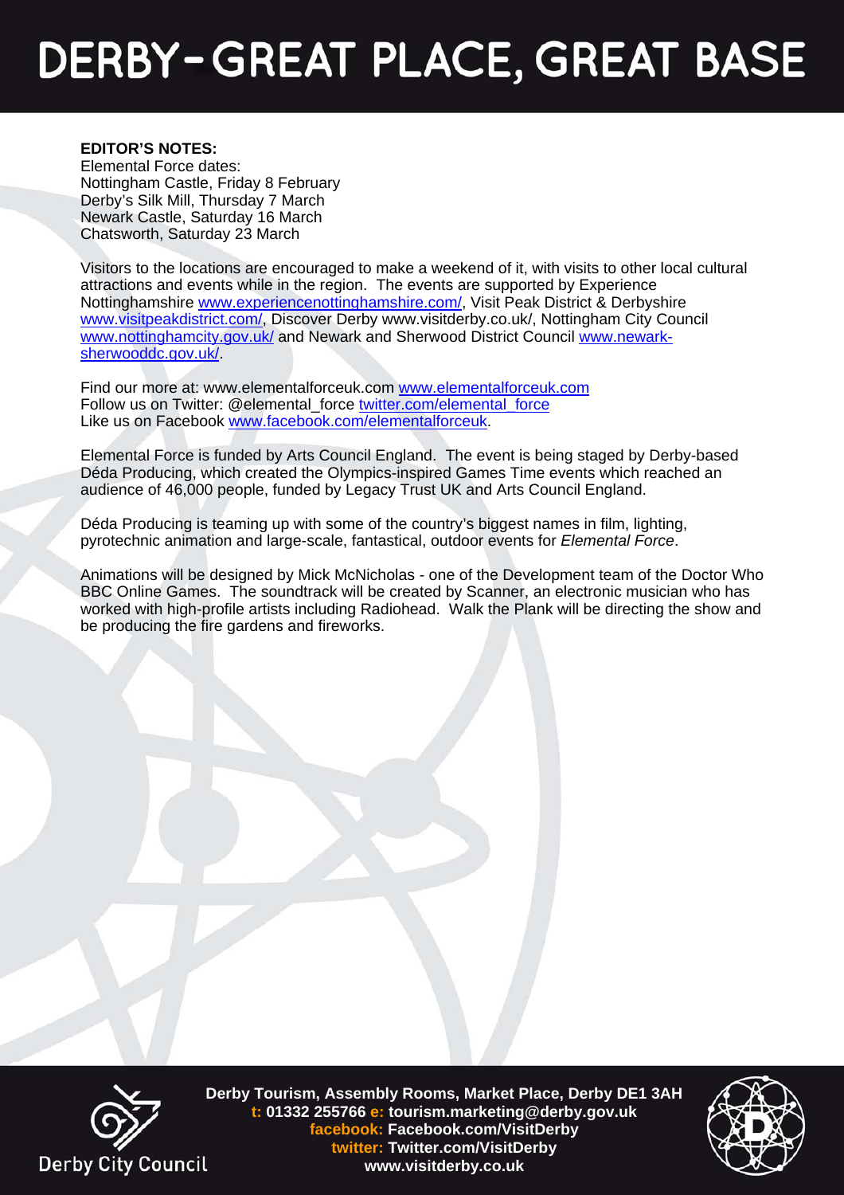**EDITOR'S NOTES:**
Elemental Force dates:
Nottingham Castle, Friday 8 February
Derby's Silk Mill, Thursday 7 March
Newark Castle, Saturday 16 March
Chatsworth, Saturday 23 March

Visitors to the locations are encouraged to make a weekend of it, with visits to other local cultural attractions and events while in the region. The events are supported by Experience Nottinghamshire www.experiencenottinghamshire.com/, Visit Peak District & Derbyshire www.visitpeakdistrict.com/, Discover Derby www.visitderby.co.uk/, Nottingham City Council www.nottinghamcity.gov.uk/ and Newark and Sherwood District Council www.newark-sherwooddc.gov.uk/.

Find our more at: www.elementalforceuk.com www.elementalforceuk.com
Follow us on Twitter: @elemental_force twitter.com/elemental_force
Like us on Facebook www.facebook.com/elementalforceuk.

Elemental Force is funded by Arts Council England. The event is being staged by Derby-based Déda Producing, which created the Olympics-inspired Games Time events which reached an audience of 46,000 people, funded by Legacy Trust UK and Arts Council England.

Déda Producing is teaming up with some of the country's biggest names in film, lighting, pyrotechnic animation and large-scale, fantastical, outdoor events for *Elemental Force*.

Animations will be designed by Mick McNicholas - one of the Development team of the Doctor Who BBC Online Games. The soundtrack will be created by Scanner, an electronic musician who has worked with high-profile artists including Radiohead. Walk the Plank will be directing the show and be producing the fire gardens and fireworks.

Derby City Council

**Derby Tourism, Assembly Rooms, Market Place, Derby DE1 3AH**
**t: 01332 255766 e: tourism.marketing@derby.gov.uk**
**facebook: Facebook.com/VisitDerby**
**twitter: Twitter.com/VisitDerby**
**www.visitderby.co.uk**